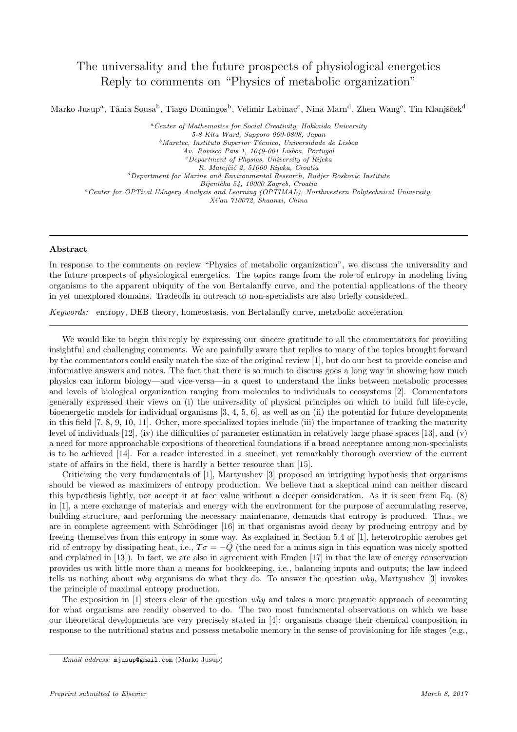# The universality and the future prospects of physiological energetics
## Reply to comments on "Physics of metabolic organization"

Marko Jusup[a], Tânia Sousa[b], Tiago Domingos[b], Velimir Labinac[c], Nina Marn[d], Zhen Wang[e], Tin Klanjšček[d]

[a] *Center of Mathematics for Social Creativity, Hokkaido University 5-8 Kita Ward, Sapporo 060-0808, Japan*
[b] *Maretec, Instituto Superior Técnico, Universidade de Lisboa Av. Rovisco Pais 1, 1049-001 Lisboa, Portugal*
[c] *Department of Physics, University of Rijeka R. Matejčić 2, 51000 Rijeka, Croatia*
[d] *Department for Marine and Environmental Research, Rudjer Boskovic Institute Bijenička 54, 10000 Zagreb, Croatia*
[e] *Center for OPTical IMagery Analysis and Learning (OPTIMAL), Northwestern Polytechnical University, Xi'an 710072, Shaanxi, China*

---

### Abstract

In response to the comments on review "Physics of metabolic organization", we discuss the universality and the future prospects of physiological energetics. The topics range from the role of entropy in modeling living organisms to the apparent ubiquity of the von Bertalanffy curve, and the potential applications of the theory in yet unexplored domains. Tradeoffs in outreach to non-specialists are also briefly considered.

*Keywords:* entropy, DEB theory, homeostasis, von Bertalanffy curve, metabolic acceleration

---

We would like to begin this reply by expressing our sincere gratitude to all the commentators for providing insightful and challenging comments. We are painfully aware that replies to many of the topics brought forward by the commentators could easily match the size of the original review [1], but do our best to provide concise and informative answers and notes. The fact that there is so much to discuss goes a long way in showing how much physics can inform biology—and vice-versa—in a quest to understand the links between metabolic processes and levels of biological organization ranging from molecules to individuals to ecosystems [2]. Commentators generally expressed their views on (i) the universality of physical principles on which to build full life-cycle, bioenergetic models for individual organisms [3, 4, 5, 6], as well as on (ii) the potential for future developments in this field [7, 8, 9, 10, 11]. Other, more specialized topics include (iii) the importance of tracking the maturity level of individuals [12], (iv) the difficulties of parameter estimation in relatively large phase spaces [13], and (v) a need for more approachable expositions of theoretical foundations if a broad acceptance among non-specialists is to be achieved [14]. For a reader interested in a succinct, yet remarkably thorough overview of the current state of affairs in the field, there is hardly a better resource than [15].

Criticizing the very fundamentals of [1], Martyushev [3] proposed an intriguing hypothesis that organisms should be viewed as maximizers of entropy production. We believe that a skeptical mind can neither discard this hypothesis lightly, nor accept it at face value without a deeper consideration. As it is seen from Eq. (8) in [1], a mere exchange of materials and energy with the environment for the purpose of accumulating reserve, building structure, and performing the necessary maintenance, demands that entropy is produced. Thus, we are in complete agreement with Schrödinger [16] in that organisms avoid decay by producing entropy and by freeing themselves from this entropy in some way. As explained in Section 5.4 of [1], heterotrophic aerobes get rid of entropy by dissipating heat, i.e., $T\sigma = -\dot{Q}$ (the need for a minus sign in this equation was nicely spotted and explained in [13]). In fact, we are also in agreement with Emden [17] in that the law of energy conservation provides us with little more than a means for bookkeeping, i.e., balancing inputs and outputs; the law indeed tells us nothing about *why* organisms do what they do. To answer the question *why*, Martyushev [3] invokes the principle of maximal entropy production.

The exposition in [1] steers clear of the question *why* and takes a more pragmatic approach of accounting for what organisms are readily observed to do. The two most fundamental observations on which we base our theoretical developments are very precisely stated in [4]: organisms change their chemical composition in response to the nutritional status and possess metabolic memory in the sense of provisioning for life stages (e.g.,

---

*Email address:* mjusup@gmail.com (Marko Jusup)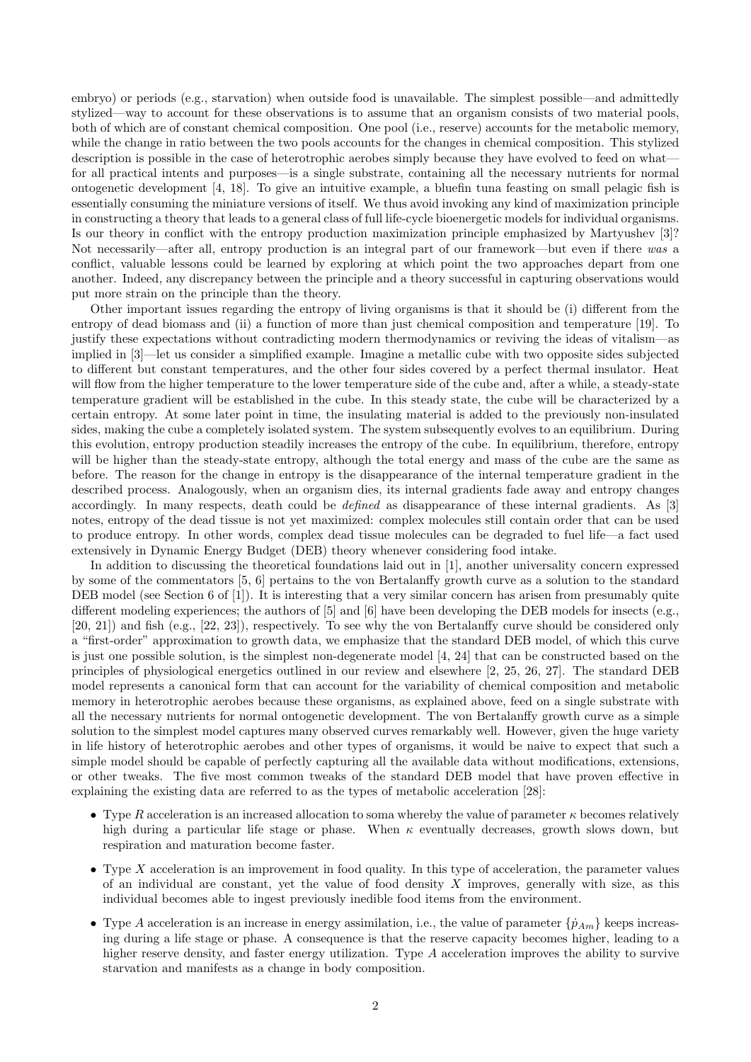embryo) or periods (e.g., starvation) when outside food is unavailable. The simplest possible—and admittedly stylized—way to account for these observations is to assume that an organism consists of two material pools, both of which are of constant chemical composition. One pool (i.e., reserve) accounts for the metabolic memory, while the change in ratio between the two pools accounts for the changes in chemical composition. This stylized description is possible in the case of heterotrophic aerobes simply because they have evolved to feed on what—for all practical intents and purposes—is a single substrate, containing all the necessary nutrients for normal ontogenetic development [4, 18]. To give an intuitive example, a bluefin tuna feasting on small pelagic fish is essentially consuming the miniature versions of itself. We thus avoid invoking any kind of maximization principle in constructing a theory that leads to a general class of full life-cycle bioenergetic models for individual organisms. Is our theory in conflict with the entropy production maximization principle emphasized by Martyushev [3]? Not necessarily—after all, entropy production is an integral part of our framework—but even if there *was* a conflict, valuable lessons could be learned by exploring at which point the two approaches depart from one another. Indeed, any discrepancy between the principle and a theory successful in capturing observations would put more strain on the principle than the theory.

Other important issues regarding the entropy of living organisms is that it should be (i) different from the entropy of dead biomass and (ii) a function of more than just chemical composition and temperature [19]. To justify these expectations without contradicting modern thermodynamics or reviving the ideas of vitalism—as implied in [3]—let us consider a simplified example. Imagine a metallic cube with two opposite sides subjected to different but constant temperatures, and the other four sides covered by a perfect thermal insulator. Heat will flow from the higher temperature to the lower temperature side of the cube and, after a while, a steady-state temperature gradient will be established in the cube. In this steady state, the cube will be characterized by a certain entropy. At some later point in time, the insulating material is added to the previously non-insulated sides, making the cube a completely isolated system. The system subsequently evolves to an equilibrium. During this evolution, entropy production steadily increases the entropy of the cube. In equilibrium, therefore, entropy will be higher than the steady-state entropy, although the total energy and mass of the cube are the same as before. The reason for the change in entropy is the disappearance of the internal temperature gradient in the described process. Analogously, when an organism dies, its internal gradients fade away and entropy changes accordingly. In many respects, death could be *defined* as disappearance of these internal gradients. As [3] notes, entropy of the dead tissue is not yet maximized: complex molecules still contain order that can be used to produce entropy. In other words, complex dead tissue molecules can be degraded to fuel life—a fact used extensively in Dynamic Energy Budget (DEB) theory whenever considering food intake.

In addition to discussing the theoretical foundations laid out in [1], another universality concern expressed by some of the commentators [5, 6] pertains to the von Bertalanffy growth curve as a solution to the standard DEB model (see Section 6 of [1]). It is interesting that a very similar concern has arisen from presumably quite different modeling experiences; the authors of [5] and [6] have been developing the DEB models for insects (e.g., [20, 21]) and fish (e.g., [22, 23]), respectively. To see why the von Bertalanffy curve should be considered only a "first-order" approximation to growth data, we emphasize that the standard DEB model, of which this curve is just one possible solution, is the simplest non-degenerate model [4, 24] that can be constructed based on the principles of physiological energetics outlined in our review and elsewhere [2, 25, 26, 27]. The standard DEB model represents a canonical form that can account for the variability of chemical composition and metabolic memory in heterotrophic aerobes because these organisms, as explained above, feed on a single substrate with all the necessary nutrients for normal ontogenetic development. The von Bertalanffy growth curve as a simple solution to the simplest model captures many observed curves remarkably well. However, given the huge variety in life history of heterotrophic aerobes and other types of organisms, it would be naive to expect that such a simple model should be capable of perfectly capturing all the available data without modifications, extensions, or other tweaks. The five most common tweaks of the standard DEB model that have proven effective in explaining the existing data are referred to as the types of metabolic acceleration [28]:

- Type $R$ acceleration is an increased allocation to soma whereby the value of parameter $\kappa$ becomes relatively high during a particular life stage or phase. When $\kappa$ eventually decreases, growth slows down, but respiration and maturation become faster.
- Type $X$ acceleration is an improvement in food quality. In this type of acceleration, the parameter values of an individual are constant, yet the value of food density $X$ improves, generally with size, as this individual becomes able to ingest previously inedible food items from the environment.
- Type $A$ acceleration is an increase in energy assimilation, i.e., the value of parameter $\{\dot{p}_{Am}\}$ keeps increasing during a life stage or phase. A consequence is that the reserve capacity becomes higher, leading to a higher reserve density, and faster energy utilization. Type $A$ acceleration improves the ability to survive starvation and manifests as a change in body composition.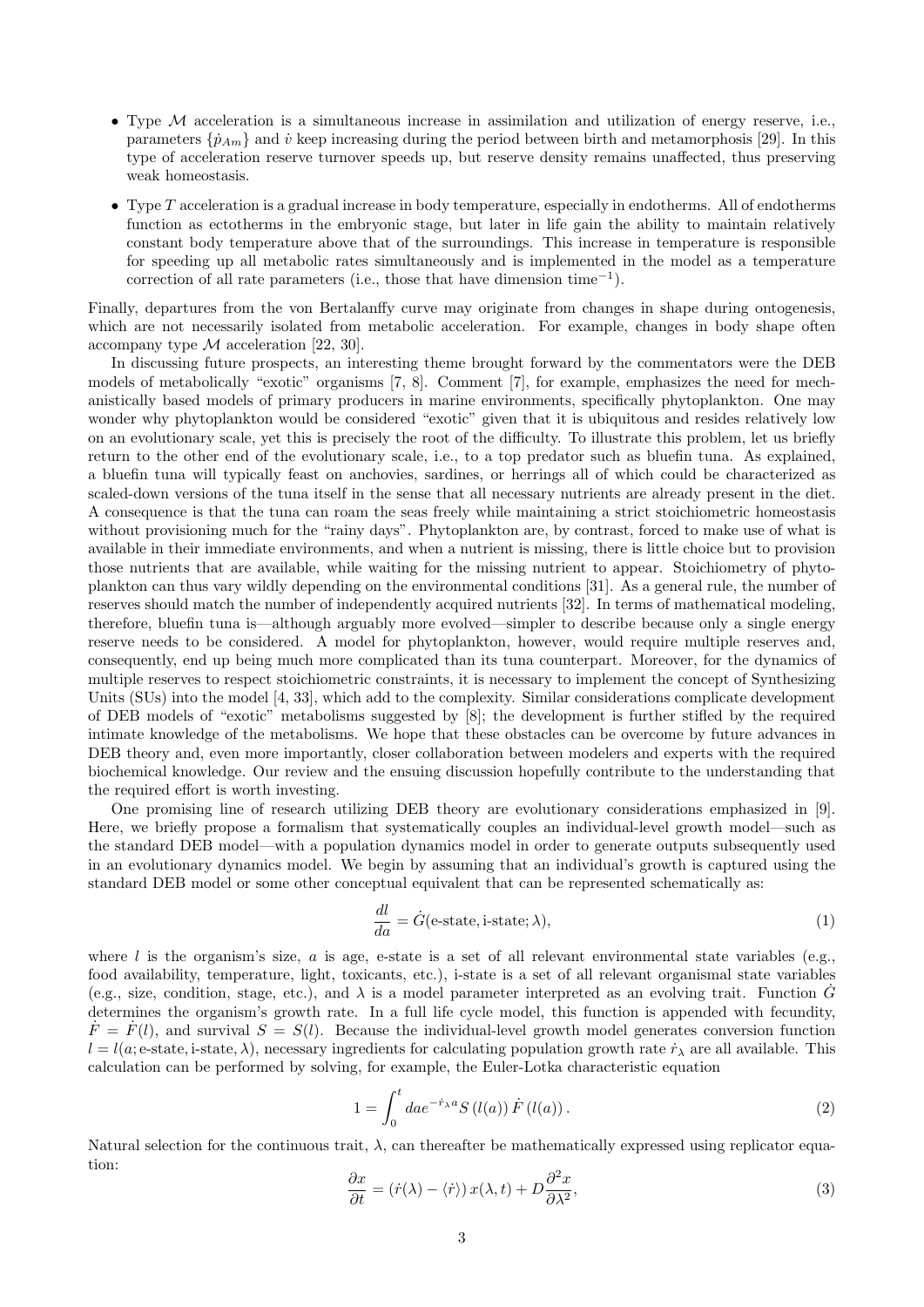- Type $\mathcal{M}$ acceleration is a simultaneous increase in assimilation and utilization of energy reserve, i.e., parameters $\{\dot{p}_{Am}\}$ and $\dot{v}$ keep increasing during the period between birth and metamorphosis [29]. In this type of acceleration reserve turnover speeds up, but reserve density remains unaffected, thus preserving weak homeostasis.
- Type $T$ acceleration is a gradual increase in body temperature, especially in endotherms. All of endotherms function as ectotherms in the embryonic stage, but later in life gain the ability to maintain relatively constant body temperature above that of the surroundings. This increase in temperature is responsible for speeding up all metabolic rates simultaneously and is implemented in the model as a temperature correction of all rate parameters (i.e., those that have dimension time$^{-1}$).

Finally, departures from the von Bertalanffy curve may originate from changes in shape during ontogenesis, which are not necessarily isolated from metabolic acceleration. For example, changes in body shape often accompany type $\mathcal{M}$ acceleration [22, 30].

In discussing future prospects, an interesting theme brought forward by the commentators were the DEB models of metabolically "exotic" organisms [7, 8]. Comment [7], for example, emphasizes the need for mechanistically based models of primary producers in marine environments, specifically phytoplankton. One may wonder why phytoplankton would be considered "exotic" given that it is ubiquitous and resides relatively low on an evolutionary scale, yet this is precisely the root of the difficulty. To illustrate this problem, let us briefly return to the other end of the evolutionary scale, i.e., to a top predator such as bluefin tuna. As explained, a bluefin tuna will typically feast on anchovies, sardines, or herrings all of which could be characterized as scaled-down versions of the tuna itself in the sense that all necessary nutrients are already present in the diet. A consequence is that the tuna can roam the seas freely while maintaining a strict stoichiometric homeostasis without provisioning much for the "rainy days". Phytoplankton are, by contrast, forced to make use of what is available in their immediate environments, and when a nutrient is missing, there is little choice but to provision those nutrients that are available, while waiting for the missing nutrient to appear. Stoichiometry of phytoplankton can thus vary wildly depending on the environmental conditions [31]. As a general rule, the number of reserves should match the number of independently acquired nutrients [32]. In terms of mathematical modeling, therefore, bluefin tuna is—although arguably more evolved—simpler to describe because only a single energy reserve needs to be considered. A model for phytoplankton, however, would require multiple reserves and, consequently, end up being much more complicated than its tuna counterpart. Moreover, for the dynamics of multiple reserves to respect stoichiometric constraints, it is necessary to implement the concept of Synthesizing Units (SUs) into the model [4, 33], which add to the complexity. Similar considerations complicate development of DEB models of "exotic" metabolisms suggested by [8]; the development is further stifled by the required intimate knowledge of the metabolisms. We hope that these obstacles can be overcome by future advances in DEB theory and, even more importantly, closer collaboration between modelers and experts with the required biochemical knowledge. Our review and the ensuing discussion hopefully contribute to the understanding that the required effort is worth investing.

One promising line of research utilizing DEB theory are evolutionary considerations emphasized in [9]. Here, we briefly propose a formalism that systematically couples an individual-level growth model—such as the standard DEB model—with a population dynamics model in order to generate outputs subsequently used in an evolutionary dynamics model. We begin by assuming that an individual's growth is captured using the standard DEB model or some other conceptual equivalent that can be represented schematically as:

$$\frac{dl}{da} = \dot{G}(\text{e-state}, \text{i-state}; \lambda), \tag{1}$$

where $l$ is the organism's size, $a$ is age, e-state is a set of all relevant environmental state variables (e.g., food availability, temperature, light, toxicants, etc.), i-state is a set of all relevant organismal state variables (e.g., size, condition, stage, etc.), and $\lambda$ is a model parameter interpreted as an evolving trait. Function $\dot{G}$ determines the organism's growth rate. In a full life cycle model, this function is appended with fecundity, $\dot{F} = \dot{F}(l)$, and survival $S = S(l)$. Because the individual-level growth model generates conversion function $l = l(a; \text{e-state}, \text{i-state}, \lambda)$, necessary ingredients for calculating population growth rate $\dot{r}_\lambda$ are all available. This calculation can be performed by solving, for example, the Euler-Lotka characteristic equation

$$1 = \int_0^t da e^{-\dot{r}_\lambda a} S\left(l(a)\right) \dot{F}\left(l(a)\right). \tag{2}$$

Natural selection for the continuous trait, $\lambda$, can thereafter be mathematically expressed using replicator equation:

$$\frac{\partial x}{\partial t} = \left(\dot{r}(\lambda) - \langle \dot{r} \rangle\right) x(\lambda, t) + D\frac{\partial^2 x}{\partial \lambda^2}, \tag{3}$$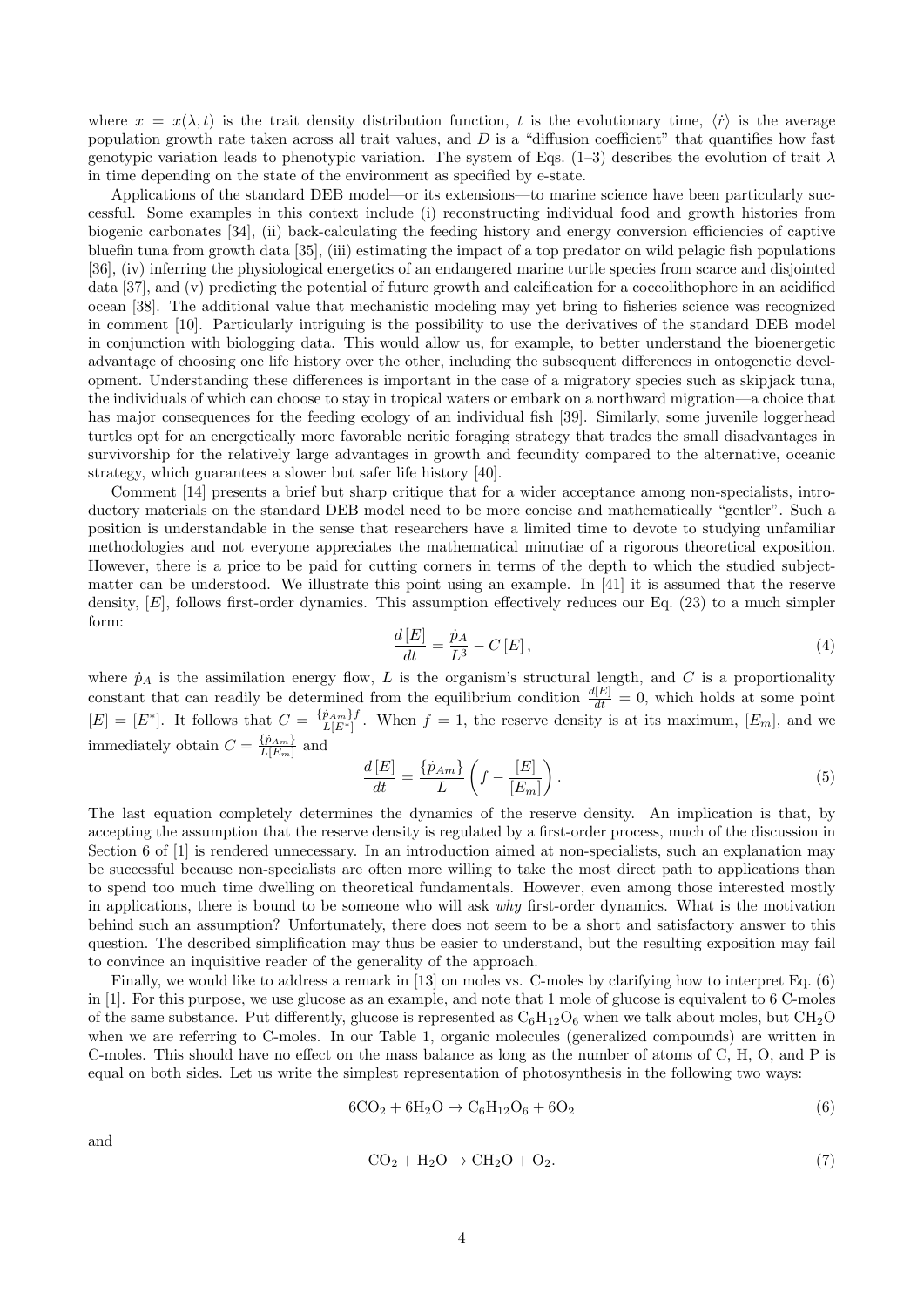where $x = x(\lambda, t)$ is the trait density distribution function, $t$ is the evolutionary time, $\langle \dot{r} \rangle$ is the average population growth rate taken across all trait values, and $D$ is a "diffusion coefficient" that quantifies how fast genotypic variation leads to phenotypic variation. The system of Eqs. (1–3) describes the evolution of trait $\lambda$ in time depending on the state of the environment as specified by e-state.

Applications of the standard DEB model—or its extensions—to marine science have been particularly successful. Some examples in this context include (i) reconstructing individual food and growth histories from biogenic carbonates [34], (ii) back-calculating the feeding history and energy conversion efficiencies of captive bluefin tuna from growth data [35], (iii) estimating the impact of a top predator on wild pelagic fish populations [36], (iv) inferring the physiological energetics of an endangered marine turtle species from scarce and disjointed data [37], and (v) predicting the potential of future growth and calcification for a coccolithophore in an acidified ocean [38]. The additional value that mechanistic modeling may yet bring to fisheries science was recognized in comment [10]. Particularly intriguing is the possibility to use the derivatives of the standard DEB model in conjunction with biologging data. This would allow us, for example, to better understand the bioenergetic advantage of choosing one life history over the other, including the subsequent differences in ontogenetic development. Understanding these differences is important in the case of a migratory species such as skipjack tuna, the individuals of which can choose to stay in tropical waters or embark on a northward migration—a choice that has major consequences for the feeding ecology of an individual fish [39]. Similarly, some juvenile loggerhead turtles opt for an energetically more favorable neritic foraging strategy that trades the small disadvantages in survivorship for the relatively large advantages in growth and fecundity compared to the alternative, oceanic strategy, which guarantees a slower but safer life history [40].

Comment [14] presents a brief but sharp critique that for a wider acceptance among non-specialists, introductory materials on the standard DEB model need to be more concise and mathematically "gentler". Such a position is understandable in the sense that researchers have a limited time to devote to studying unfamiliar methodologies and not everyone appreciates the mathematical minutiae of a rigorous theoretical exposition. However, there is a price to be paid for cutting corners in terms of the depth to which the studied subject-matter can be understood. We illustrate this point using an example. In [41] it is assumed that the reserve density, $[E]$, follows first-order dynamics. This assumption effectively reduces our Eq. (23) to a much simpler form:

$$\frac{d[E]}{dt} = \frac{\dot{p}_A}{L^3} - C[E], \tag{4}$$

where $\dot{p}_A$ is the assimilation energy flow, $L$ is the organism's structural length, and $C$ is a proportionality constant that can readily be determined from the equilibrium condition $\frac{d[E]}{dt} = 0$, which holds at some point $[E] = [E^*]$. It follows that $C = \frac{\{\dot{p}_{Am}\}f}{L[E^*]}$. When $f = 1$, the reserve density is at its maximum, $[E_m]$, and we immediately obtain $C = \frac{\{\dot{p}_{Am}\}}{L[E_m]}$ and

$$\frac{d[E]}{dt} = \frac{\{\dot{p}_{Am}\}}{L}\left(f - \frac{[E]}{[E_m]}\right). \tag{5}$$

The last equation completely determines the dynamics of the reserve density. An implication is that, by accepting the assumption that the reserve density is regulated by a first-order process, much of the discussion in Section 6 of [1] is rendered unnecessary. In an introduction aimed at non-specialists, such an explanation may be successful because non-specialists are often more willing to take the most direct path to applications than to spend too much time dwelling on theoretical fundamentals. However, even among those interested mostly in applications, there is bound to be someone who will ask *why* first-order dynamics. What is the motivation behind such an assumption? Unfortunately, there does not seem to be a short and satisfactory answer to this question. The described simplification may thus be easier to understand, but the resulting exposition may fail to convince an inquisitive reader of the generality of the approach.

Finally, we would like to address a remark in [13] on moles vs. C-moles by clarifying how to interpret Eq. (6) in [1]. For this purpose, we use glucose as an example, and note that 1 mole of glucose is equivalent to 6 C-moles of the same substance. Put differently, glucose is represented as $C_6H_{12}O_6$ when we talk about moles, but $CH_2O$ when we are referring to C-moles. In our Table 1, organic molecules (generalized compounds) are written in C-moles. This should have no effect on the mass balance as long as the number of atoms of C, H, O, and P is equal on both sides. Let us write the simplest representation of photosynthesis in the following two ways:

$$6CO_2 + 6H_2O \rightarrow C_6H_{12}O_6 + 6O_2 \tag{6}$$

and

$$CO_2 + H_2O \rightarrow CH_2O + O_2. \tag{7}$$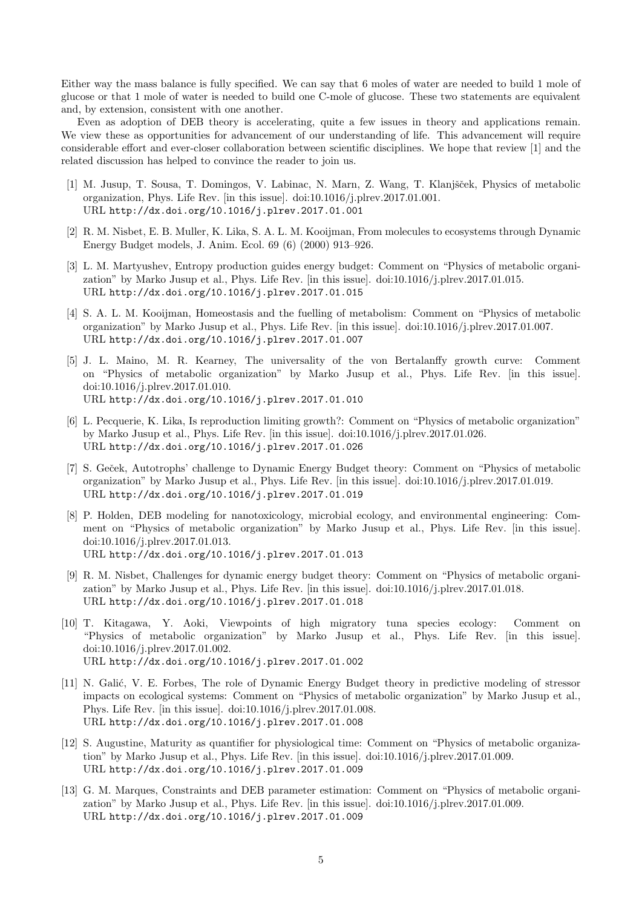Either way the mass balance is fully specified. We can say that 6 moles of water are needed to build 1 mole of glucose or that 1 mole of water is needed to build one C-mole of glucose. These two statements are equivalent and, by extension, consistent with one another.

Even as adoption of DEB theory is accelerating, quite a few issues in theory and applications remain. We view these as opportunities for advancement of our understanding of life. This advancement will require considerable effort and ever-closer collaboration between scientific disciplines. We hope that review [1] and the related discussion has helped to convince the reader to join us.

[1] M. Jusup, T. Sousa, T. Domingos, V. Labinac, N. Marn, Z. Wang, T. Klanjšček, Physics of metabolic organization, Phys. Life Rev. [in this issue]. doi:10.1016/j.plrev.2017.01.001.
URL http://dx.doi.org/10.1016/j.plrev.2017.01.001

[2] R. M. Nisbet, E. B. Muller, K. Lika, S. A. L. M. Kooijman, From molecules to ecosystems through Dynamic Energy Budget models, J. Anim. Ecol. 69 (6) (2000) 913–926.

[3] L. M. Martyushev, Entropy production guides energy budget: Comment on "Physics of metabolic organization" by Marko Jusup et al., Phys. Life Rev. [in this issue]. doi:10.1016/j.plrev.2017.01.015.
URL http://dx.doi.org/10.1016/j.plrev.2017.01.015

[4] S. A. L. M. Kooijman, Homeostasis and the fuelling of metabolism: Comment on "Physics of metabolic organization" by Marko Jusup et al., Phys. Life Rev. [in this issue]. doi:10.1016/j.plrev.2017.01.007.
URL http://dx.doi.org/10.1016/j.plrev.2017.01.007

[5] J. L. Maino, M. R. Kearney, The universality of the von Bertalanffy growth curve: Comment on "Physics of metabolic organization" by Marko Jusup et al., Phys. Life Rev. [in this issue]. doi:10.1016/j.plrev.2017.01.010.
URL http://dx.doi.org/10.1016/j.plrev.2017.01.010

[6] L. Pecquerie, K. Lika, Is reproduction limiting growth?: Comment on "Physics of metabolic organization" by Marko Jusup et al., Phys. Life Rev. [in this issue]. doi:10.1016/j.plrev.2017.01.026.
URL http://dx.doi.org/10.1016/j.plrev.2017.01.026

[7] S. Geček, Autotrophs' challenge to Dynamic Energy Budget theory: Comment on "Physics of metabolic organization" by Marko Jusup et al., Phys. Life Rev. [in this issue]. doi:10.1016/j.plrev.2017.01.019.
URL http://dx.doi.org/10.1016/j.plrev.2017.01.019

[8] P. Holden, DEB modeling for nanotoxicology, microbial ecology, and environmental engineering: Comment on "Physics of metabolic organization" by Marko Jusup et al., Phys. Life Rev. [in this issue]. doi:10.1016/j.plrev.2017.01.013.
URL http://dx.doi.org/10.1016/j.plrev.2017.01.013

[9] R. M. Nisbet, Challenges for dynamic energy budget theory: Comment on "Physics of metabolic organization" by Marko Jusup et al., Phys. Life Rev. [in this issue]. doi:10.1016/j.plrev.2017.01.018.
URL http://dx.doi.org/10.1016/j.plrev.2017.01.018

[10] T. Kitagawa, Y. Aoki, Viewpoints of high migratory tuna species ecology: Comment on "Physics of metabolic organization" by Marko Jusup et al., Phys. Life Rev. [in this issue]. doi:10.1016/j.plrev.2017.01.002.
URL http://dx.doi.org/10.1016/j.plrev.2017.01.002

[11] N. Galić, V. E. Forbes, The role of Dynamic Energy Budget theory in predictive modeling of stressor impacts on ecological systems: Comment on "Physics of metabolic organization" by Marko Jusup et al., Phys. Life Rev. [in this issue]. doi:10.1016/j.plrev.2017.01.008.
URL http://dx.doi.org/10.1016/j.plrev.2017.01.008

[12] S. Augustine, Maturity as quantifier for physiological time: Comment on "Physics of metabolic organization" by Marko Jusup et al., Phys. Life Rev. [in this issue]. doi:10.1016/j.plrev.2017.01.009.
URL http://dx.doi.org/10.1016/j.plrev.2017.01.009

[13] G. M. Marques, Constraints and DEB parameter estimation: Comment on "Physics of metabolic organization" by Marko Jusup et al., Phys. Life Rev. [in this issue]. doi:10.1016/j.plrev.2017.01.009.
URL http://dx.doi.org/10.1016/j.plrev.2017.01.009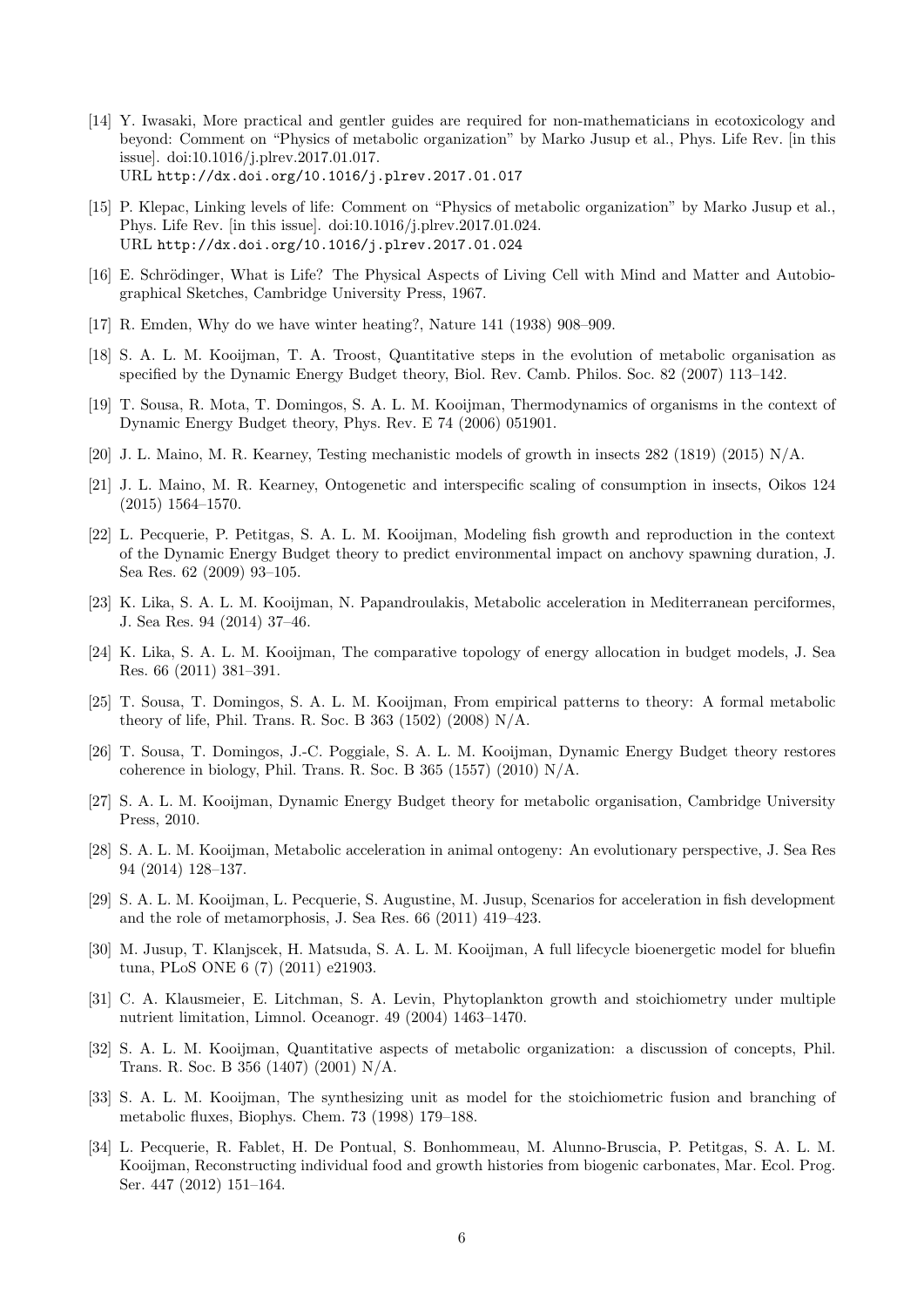[14] Y. Iwasaki, More practical and gentler guides are required for non-mathematicians in ecotoxicology and beyond: Comment on "Physics of metabolic organization" by Marko Jusup et al., Phys. Life Rev. [in this issue]. doi:10.1016/j.plrev.2017.01.017.
URL http://dx.doi.org/10.1016/j.plrev.2017.01.017

[15] P. Klepac, Linking levels of life: Comment on "Physics of metabolic organization" by Marko Jusup et al., Phys. Life Rev. [in this issue]. doi:10.1016/j.plrev.2017.01.024.
URL http://dx.doi.org/10.1016/j.plrev.2017.01.024

[16] E. Schrödinger, What is Life? The Physical Aspects of Living Cell with Mind and Matter and Autobiographical Sketches, Cambridge University Press, 1967.

[17] R. Emden, Why do we have winter heating?, Nature 141 (1938) 908–909.

[18] S. A. L. M. Kooijman, T. A. Troost, Quantitative steps in the evolution of metabolic organisation as specified by the Dynamic Energy Budget theory, Biol. Rev. Camb. Philos. Soc. 82 (2007) 113–142.

[19] T. Sousa, R. Mota, T. Domingos, S. A. L. M. Kooijman, Thermodynamics of organisms in the context of Dynamic Energy Budget theory, Phys. Rev. E 74 (2006) 051901.

[20] J. L. Maino, M. R. Kearney, Testing mechanistic models of growth in insects 282 (1819) (2015) N/A.

[21] J. L. Maino, M. R. Kearney, Ontogenetic and interspecific scaling of consumption in insects, Oikos 124 (2015) 1564–1570.

[22] L. Pecquerie, P. Petitgas, S. A. L. M. Kooijman, Modeling fish growth and reproduction in the context of the Dynamic Energy Budget theory to predict environmental impact on anchovy spawning duration, J. Sea Res. 62 (2009) 93–105.

[23] K. Lika, S. A. L. M. Kooijman, N. Papandroulakis, Metabolic acceleration in Mediterranean perciformes, J. Sea Res. 94 (2014) 37–46.

[24] K. Lika, S. A. L. M. Kooijman, The comparative topology of energy allocation in budget models, J. Sea Res. 66 (2011) 381–391.

[25] T. Sousa, T. Domingos, S. A. L. M. Kooijman, From empirical patterns to theory: A formal metabolic theory of life, Phil. Trans. R. Soc. B 363 (1502) (2008) N/A.

[26] T. Sousa, T. Domingos, J.-C. Poggiale, S. A. L. M. Kooijman, Dynamic Energy Budget theory restores coherence in biology, Phil. Trans. R. Soc. B 365 (1557) (2010) N/A.

[27] S. A. L. M. Kooijman, Dynamic Energy Budget theory for metabolic organisation, Cambridge University Press, 2010.

[28] S. A. L. M. Kooijman, Metabolic acceleration in animal ontogeny: An evolutionary perspective, J. Sea Res 94 (2014) 128–137.

[29] S. A. L. M. Kooijman, L. Pecquerie, S. Augustine, M. Jusup, Scenarios for acceleration in fish development and the role of metamorphosis, J. Sea Res. 66 (2011) 419–423.

[30] M. Jusup, T. Klanjscek, H. Matsuda, S. A. L. M. Kooijman, A full lifecycle bioenergetic model for bluefin tuna, PLoS ONE 6 (7) (2011) e21903.

[31] C. A. Klausmeier, E. Litchman, S. A. Levin, Phytoplankton growth and stoichiometry under multiple nutrient limitation, Limnol. Oceanogr. 49 (2004) 1463–1470.

[32] S. A. L. M. Kooijman, Quantitative aspects of metabolic organization: a discussion of concepts, Phil. Trans. R. Soc. B 356 (1407) (2001) N/A.

[33] S. A. L. M. Kooijman, The synthesizing unit as model for the stoichiometric fusion and branching of metabolic fluxes, Biophys. Chem. 73 (1998) 179–188.

[34] L. Pecquerie, R. Fablet, H. De Pontual, S. Bonhommeau, M. Alunno-Bruscia, P. Petitgas, S. A. L. M. Kooijman, Reconstructing individual food and growth histories from biogenic carbonates, Mar. Ecol. Prog. Ser. 447 (2012) 151–164.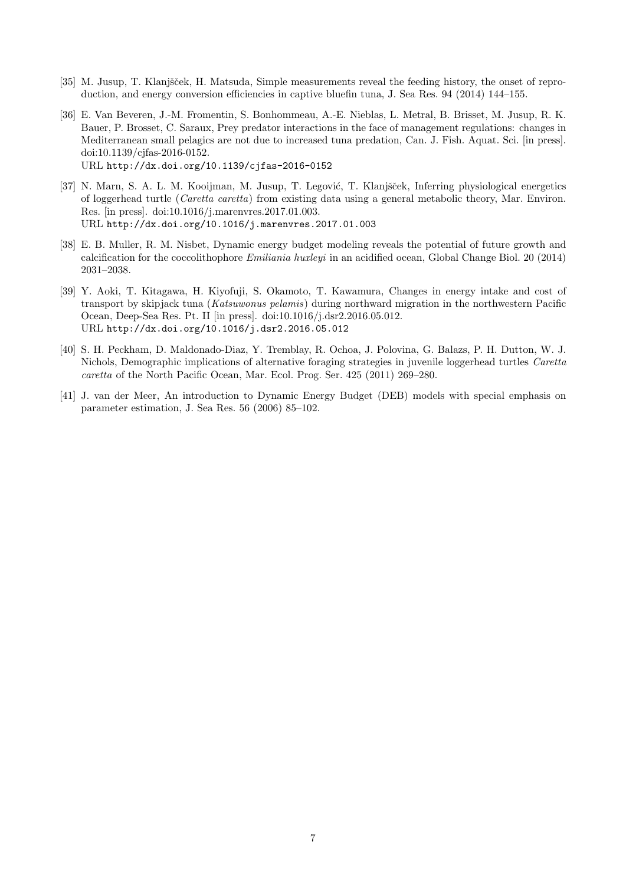[35] M. Jusup, T. Klanjšček, H. Matsuda, Simple measurements reveal the feeding history, the onset of reproduction, and energy conversion efficiencies in captive bluefin tuna, J. Sea Res. 94 (2014) 144–155.

[36] E. Van Beveren, J.-M. Fromentin, S. Bonhommeau, A.-E. Nieblas, L. Metral, B. Brisset, M. Jusup, R. K. Bauer, P. Brosset, C. Saraux, Prey predator interactions in the face of management regulations: changes in Mediterranean small pelagics are not due to increased tuna predation, Can. J. Fish. Aquat. Sci. [in press]. doi:10.1139/cjfas-2016-0152.
URL `http://dx.doi.org/10.1139/cjfas-2016-0152`

[37] N. Marn, S. A. L. M. Kooijman, M. Jusup, T. Legović, T. Klanjšček, Inferring physiological energetics of loggerhead turtle (*Caretta caretta*) from existing data using a general metabolic theory, Mar. Environ. Res. [in press]. doi:10.1016/j.marenvres.2017.01.003.
URL `http://dx.doi.org/10.1016/j.marenvres.2017.01.003`

[38] E. B. Muller, R. M. Nisbet, Dynamic energy budget modeling reveals the potential of future growth and calcification for the coccolithophore *Emiliania huxleyi* in an acidified ocean, Global Change Biol. 20 (2014) 2031–2038.

[39] Y. Aoki, T. Kitagawa, H. Kiyofuji, S. Okamoto, T. Kawamura, Changes in energy intake and cost of transport by skipjack tuna (*Katsuwonus pelamis*) during northward migration in the northwestern Pacific Ocean, Deep-Sea Res. Pt. II [in press]. doi:10.1016/j.dsr2.2016.05.012.
URL `http://dx.doi.org/10.1016/j.dsr2.2016.05.012`

[40] S. H. Peckham, D. Maldonado-Diaz, Y. Tremblay, R. Ochoa, J. Polovina, G. Balazs, P. H. Dutton, W. J. Nichols, Demographic implications of alternative foraging strategies in juvenile loggerhead turtles *Caretta caretta* of the North Pacific Ocean, Mar. Ecol. Prog. Ser. 425 (2011) 269–280.

[41] J. van der Meer, An introduction to Dynamic Energy Budget (DEB) models with special emphasis on parameter estimation, J. Sea Res. 56 (2006) 85–102.